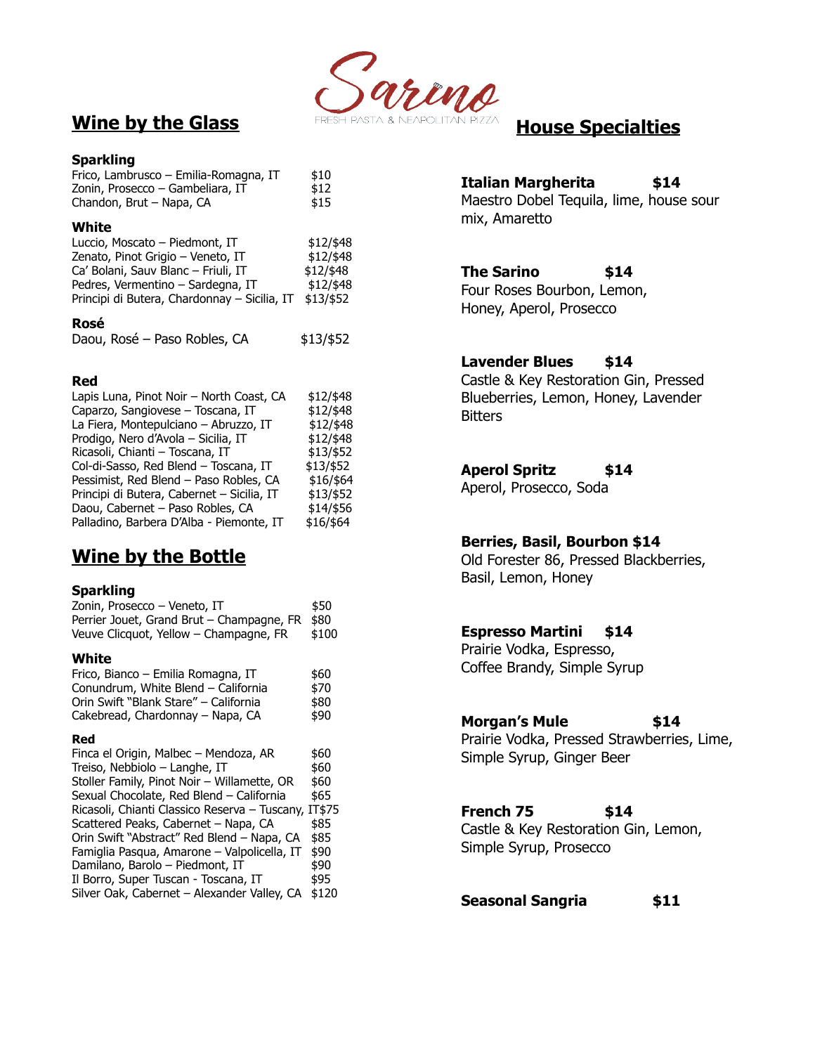# Sarino

FRESH PASTA & NEAPOLITAN PIZZA

## Wine by the Glass

### Sparkling

| Wine | Price |
|---|---|
| Frico, Lambrusco – Emilia-Romagna, IT | $10 |
| Zonin, Prosecco – Gambeliara, IT | $12 |
| Chandon, Brut – Napa, CA | $15 |

### White

| Wine | Price |
|---|---|
| Luccio, Moscato – Piedmont, IT | $12/$48 |
| Zenato, Pinot Grigio – Veneto, IT | $12/$48 |
| Ca' Bolani, Sauv Blanc – Friuli, IT | $12/$48 |
| Pedres, Vermentino – Sardegna, IT | $12/$48 |
| Principi di Butera, Chardonnay – Sicilia, IT | $13/$52 |

### Rosé

| Wine | Price |
|---|---|
| Daou, Rosé – Paso Robles, CA | $13/$52 |

### Red

| Wine | Price |
|---|---|
| Lapis Luna, Pinot Noir – North Coast, CA | $12/$48 |
| Caparzo, Sangiovese – Toscana, IT | $12/$48 |
| La Fiera, Montepulciano – Abruzzo, IT | $12/$48 |
| Prodigo, Nero d'Avola – Sicilia, IT | $12/$48 |
| Ricasoli, Chianti – Toscana, IT | $13/$52 |
| Col-di-Sasso, Red Blend – Toscana, IT | $13/$52 |
| Pessimist, Red Blend – Paso Robles, CA | $16/$64 |
| Principi di Butera, Cabernet – Sicilia, IT | $13/$52 |
| Daou, Cabernet – Paso Robles, CA | $14/$56 |
| Palladino, Barbera D'Alba - Piemonte, IT | $16/$64 |

## Wine by the Bottle

### Sparkling

| Wine | Price |
|---|---|
| Zonin, Prosecco – Veneto, IT | $50 |
| Perrier Jouet, Grand Brut – Champagne, FR | $80 |
| Veuve Clicquot, Yellow – Champagne, FR | $100 |

### White

| Wine | Price |
|---|---|
| Frico, Bianco – Emilia Romagna, IT | $60 |
| Conundrum, White Blend – California | $70 |
| Orin Swift "Blank Stare" – California | $80 |
| Cakebread, Chardonnay – Napa, CA | $90 |

### Red

| Wine | Price |
|---|---|
| Finca el Origin, Malbec – Mendoza, AR | $60 |
| Treiso, Nebbiolo – Langhe, IT | $60 |
| Stoller Family, Pinot Noir – Willamette, OR | $60 |
| Sexual Chocolate, Red Blend – California | $65 |
| Ricasoli, Chianti Classico Reserva – Tuscany, IT | $75 |
| Scattered Peaks, Cabernet – Napa, CA | $85 |
| Orin Swift "Abstract" Red Blend – Napa, CA | $85 |
| Famiglia Pasqua, Amarone – Valpolicella, IT | $90 |
| Damilano, Barolo – Piedmont, IT | $90 |
| Il Borro, Super Tuscan - Toscana, IT | $95 |
| Silver Oak, Cabernet – Alexander Valley, CA | $120 |

## House Specialties

**Italian Margherita** **$14**
Maestro Dobel Tequila, lime, house sour mix, Amaretto

**The Sarino** **$14**
Four Roses Bourbon, Lemon, Honey, Aperol, Prosecco

**Lavender Blues** **$14**
Castle & Key Restoration Gin, Pressed Blueberries, Lemon, Honey, Lavender Bitters

**Aperol Spritz** **$14**
Aperol, Prosecco, Soda

**Berries, Basil, Bourbon $14**
Old Forester 86, Pressed Blackberries, Basil, Lemon, Honey

**Espresso Martini** **$14**
Prairie Vodka, Espresso, Coffee Brandy, Simple Syrup

**Morgan's Mule** **$14**
Prairie Vodka, Pressed Strawberries, Lime, Simple Syrup, Ginger Beer

**French 75** **$14**
Castle & Key Restoration Gin, Lemon, Simple Syrup, Prosecco

**Seasonal Sangria** **$11**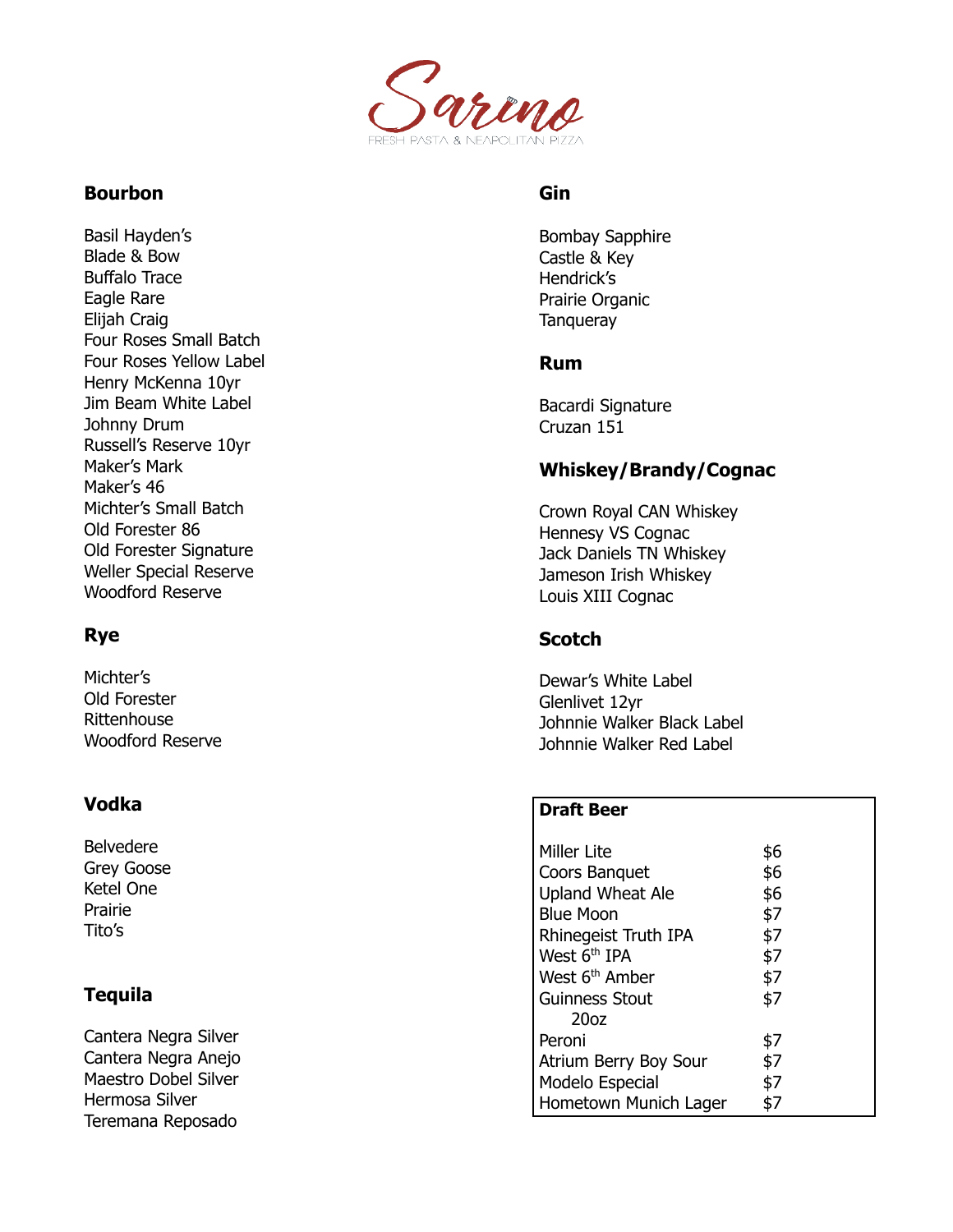# Sarino

FRESH PASTA & NEAPOLITAN PIZZA

## Bourbon

Basil Hayden's
Blade & Bow
Buffalo Trace
Eagle Rare
Elijah Craig
Four Roses Small Batch
Four Roses Yellow Label
Henry McKenna 10yr
Jim Beam White Label
Johnny Drum
Russell's Reserve 10yr
Maker's Mark
Maker's 46
Michter's Small Batch
Old Forester 86
Old Forester Signature
Weller Special Reserve
Woodford Reserve

## Rye

Michter's
Old Forester
Rittenhouse
Woodford Reserve

## Vodka

Belvedere
Grey Goose
Ketel One
Prairie
Tito's

## Tequila

Cantera Negra Silver
Cantera Negra Anejo
Maestro Dobel Silver
Hermosa Silver
Teremana Reposado

## Gin

Bombay Sapphire
Castle & Key
Hendrick's
Prairie Organic
Tanqueray

## Rum

Bacardi Signature
Cruzan 151

## Whiskey/Brandy/Cognac

Crown Royal CAN Whiskey
Hennesy VS Cognac
Jack Daniels TN Whiskey
Jameson Irish Whiskey
Louis XIII Cognac

## Scotch

Dewar's White Label
Glenlivet 12yr
Johnnie Walker Black Label
Johnnie Walker Red Label

## Draft Beer

| | |
|---|---|
| Miller Lite | $6 |
| Coors Banquet | $6 |
| Upland Wheat Ale | $6 |
| Blue Moon | $7 |
| Rhinegeist Truth IPA | $7 |
| West 6th IPA | $7 |
| West 6th Amber | $7 |
| Guinness Stout 20oz | $7 |
| Peroni | $7 |
| Atrium Berry Boy Sour | $7 |
| Modelo Especial | $7 |
| Hometown Munich Lager | $7 |